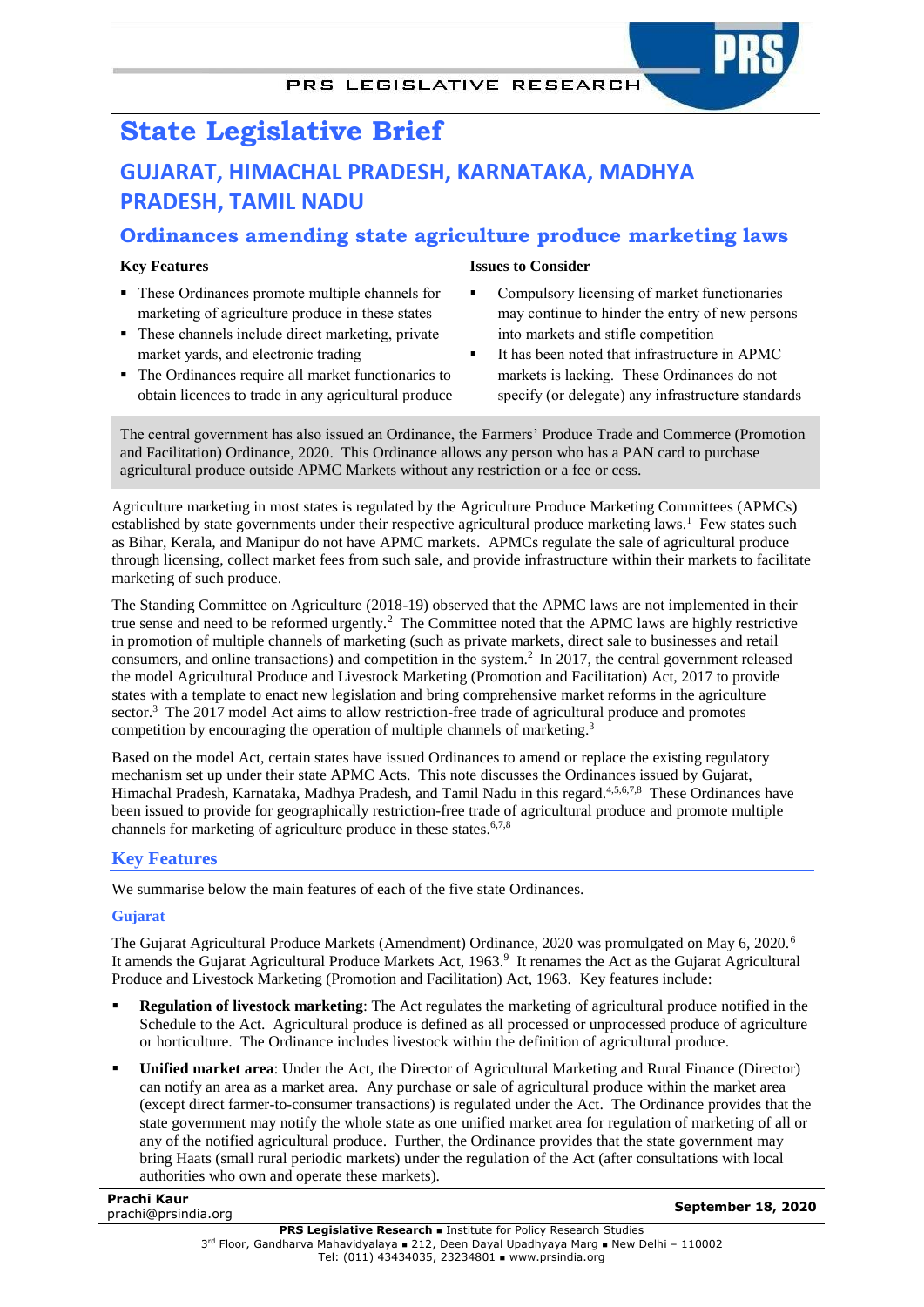# State Legislative Brief

## GUJARAT, HIMACHAL PRADESH, KARNATAKA, MADHYA PRADESH, TAMIL NADU

## Ordinances amending state agriculture produce marketing laws

**Key Features**

- These Ordinances promote multiple channels for marketing of agriculture produce in these states
- These channels include direct marketing, private market yards, and electronic trading
- The Ordinances require all market functionaries to obtain licences to trade in any agricultural produce

**Issues to Consider**

- Compulsory licensing of market functionaries may continue to hinder the entry of new persons into markets and stifle competition
- It has been noted that infrastructure in APMC markets is lacking. These Ordinances do not specify (or delegate) any infrastructure standards

The central government has also issued an Ordinance, the Farmers' Produce Trade and Commerce (Promotion and Facilitation) Ordinance, 2020. This Ordinance allows any person who has a PAN card to purchase agricultural produce outside APMC Markets without any restriction or a fee or cess.

Agriculture marketing in most states is regulated by the Agriculture Produce Marketing Committees (APMCs) established by state governments under their respective agricultural produce marketing laws.[1] Few states such as Bihar, Kerala, and Manipur do not have APMC markets. APMCs regulate the sale of agricultural produce through licensing, collect market fees from such sale, and provide infrastructure within their markets to facilitate marketing of such produce.

The Standing Committee on Agriculture (2018-19) observed that the APMC laws are not implemented in their true sense and need to be reformed urgently.[2] The Committee noted that the APMC laws are highly restrictive in promotion of multiple channels of marketing (such as private markets, direct sale to businesses and retail consumers, and online transactions) and competition in the system.[2] In 2017, the central government released the model Agricultural Produce and Livestock Marketing (Promotion and Facilitation) Act, 2017 to provide states with a template to enact new legislation and bring comprehensive market reforms in the agriculture sector.[3] The 2017 model Act aims to allow restriction-free trade of agricultural produce and promotes competition by encouraging the operation of multiple channels of marketing.[3]

Based on the model Act, certain states have issued Ordinances to amend or replace the existing regulatory mechanism set up under their state APMC Acts. This note discusses the Ordinances issued by Gujarat, Himachal Pradesh, Karnataka, Madhya Pradesh, and Tamil Nadu in this regard.[4,5,6,7,8] These Ordinances have been issued to provide for geographically restriction-free trade of agricultural produce and promote multiple channels for marketing of agriculture produce in these states.[6,7,8]

## Key Features

We summarise below the main features of each of the five state Ordinances.

### Gujarat

The Gujarat Agricultural Produce Markets (Amendment) Ordinance, 2020 was promulgated on May 6, 2020.[6] It amends the Gujarat Agricultural Produce Markets Act, 1963.[9] It renames the Act as the Gujarat Agricultural Produce and Livestock Marketing (Promotion and Facilitation) Act, 1963. Key features include:

- **Regulation of livestock marketing**: The Act regulates the marketing of agricultural produce notified in the Schedule to the Act. Agricultural produce is defined as all processed or unprocessed produce of agriculture or horticulture. The Ordinance includes livestock within the definition of agricultural produce.
- **Unified market area**: Under the Act, the Director of Agricultural Marketing and Rural Finance (Director) can notify an area as a market area. Any purchase or sale of agricultural produce within the market area (except direct farmer-to-consumer transactions) is regulated under the Act. The Ordinance provides that the state government may notify the whole state as one unified market area for regulation of marketing of all or any of the notified agricultural produce. Further, the Ordinance provides that the state government may bring Haats (small rural periodic markets) under the regulation of the Act (after consultations with local authorities who own and operate these markets).

Prachi Kaur
prachi@prsindia.org

September 18, 2020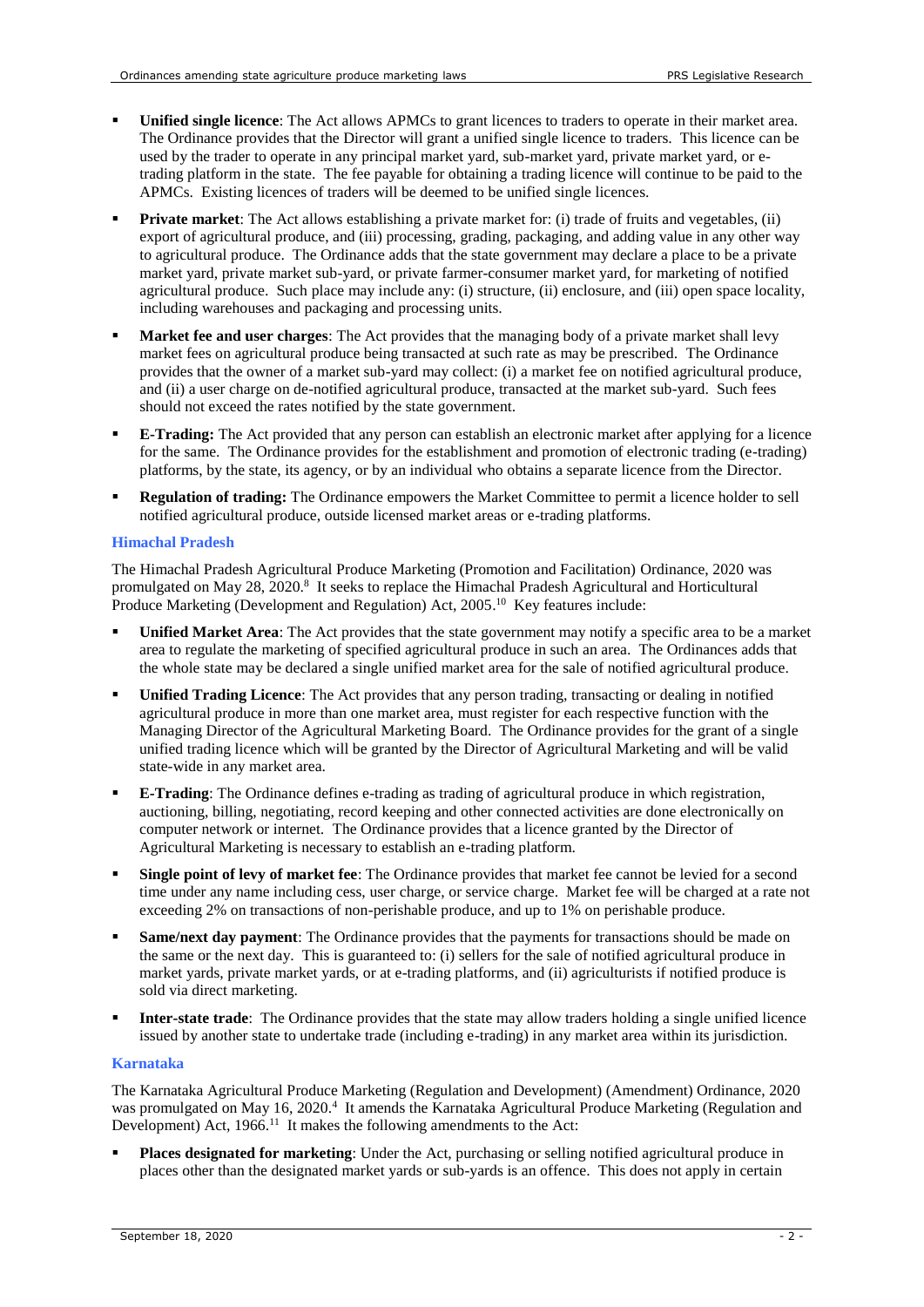- **Unified single licence**: The Act allows APMCs to grant licences to traders to operate in their market area. The Ordinance provides that the Director will grant a unified single licence to traders. This licence can be used by the trader to operate in any principal market yard, sub-market yard, private market yard, or e-trading platform in the state. The fee payable for obtaining a trading licence will continue to be paid to the APMCs. Existing licences of traders will be deemed to be unified single licences.
- **Private market**: The Act allows establishing a private market for: (i) trade of fruits and vegetables, (ii) export of agricultural produce, and (iii) processing, grading, packaging, and adding value in any other way to agricultural produce. The Ordinance adds that the state government may declare a place to be a private market yard, private market sub-yard, or private farmer-consumer market yard, for marketing of notified agricultural produce. Such place may include any: (i) structure, (ii) enclosure, and (iii) open space locality, including warehouses and packaging and processing units.
- **Market fee and user charges**: The Act provides that the managing body of a private market shall levy market fees on agricultural produce being transacted at such rate as may be prescribed. The Ordinance provides that the owner of a market sub-yard may collect: (i) a market fee on notified agricultural produce, and (ii) a user charge on de-notified agricultural produce, transacted at the market sub-yard. Such fees should not exceed the rates notified by the state government.
- **E-Trading:** The Act provided that any person can establish an electronic market after applying for a licence for the same. The Ordinance provides for the establishment and promotion of electronic trading (e-trading) platforms, by the state, its agency, or by an individual who obtains a separate licence from the Director.
- **Regulation of trading:** The Ordinance empowers the Market Committee to permit a licence holder to sell notified agricultural produce, outside licensed market areas or e-trading platforms.

### Himachal Pradesh

The Himachal Pradesh Agricultural Produce Marketing (Promotion and Facilitation) Ordinance, 2020 was promulgated on May 28, 2020.[8] It seeks to replace the Himachal Pradesh Agricultural and Horticultural Produce Marketing (Development and Regulation) Act, 2005.[10] Key features include:

- **Unified Market Area**: The Act provides that the state government may notify a specific area to be a market area to regulate the marketing of specified agricultural produce in such an area. The Ordinances adds that the whole state may be declared a single unified market area for the sale of notified agricultural produce.
- **Unified Trading Licence**: The Act provides that any person trading, transacting or dealing in notified agricultural produce in more than one market area, must register for each respective function with the Managing Director of the Agricultural Marketing Board. The Ordinance provides for the grant of a single unified trading licence which will be granted by the Director of Agricultural Marketing and will be valid state-wide in any market area.
- **E-Trading**: The Ordinance defines e-trading as trading of agricultural produce in which registration, auctioning, billing, negotiating, record keeping and other connected activities are done electronically on computer network or internet. The Ordinance provides that a licence granted by the Director of Agricultural Marketing is necessary to establish an e-trading platform.
- **Single point of levy of market fee**: The Ordinance provides that market fee cannot be levied for a second time under any name including cess, user charge, or service charge. Market fee will be charged at a rate not exceeding 2% on transactions of non-perishable produce, and up to 1% on perishable produce.
- **Same/next day payment**: The Ordinance provides that the payments for transactions should be made on the same or the next day. This is guaranteed to: (i) sellers for the sale of notified agricultural produce in market yards, private market yards, or at e-trading platforms, and (ii) agriculturists if notified produce is sold via direct marketing.
- **Inter-state trade**: The Ordinance provides that the state may allow traders holding a single unified licence issued by another state to undertake trade (including e-trading) in any market area within its jurisdiction.

### Karnataka

The Karnataka Agricultural Produce Marketing (Regulation and Development) (Amendment) Ordinance, 2020 was promulgated on May 16, 2020.[4] It amends the Karnataka Agricultural Produce Marketing (Regulation and Development) Act, 1966.[11] It makes the following amendments to the Act:

- **Places designated for marketing**: Under the Act, purchasing or selling notified agricultural produce in places other than the designated market yards or sub-yards is an offence. This does not apply in certain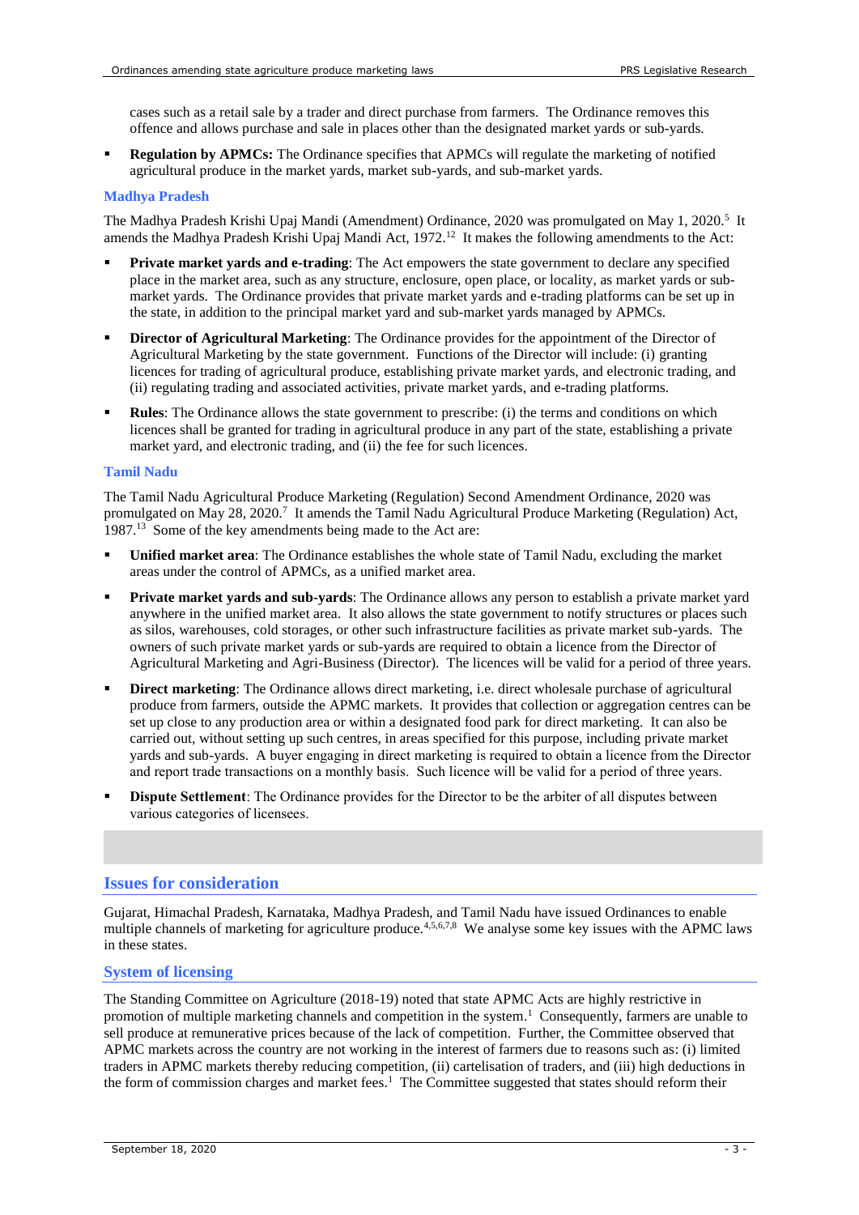cases such as a retail sale by a trader and direct purchase from farmers. The Ordinance removes this offence and allows purchase and sale in places other than the designated market yards or sub-yards.

- **Regulation by APMCs:** The Ordinance specifies that APMCs will regulate the marketing of notified agricultural produce in the market yards, market sub-yards, and sub-market yards.

### Madhya Pradesh

The Madhya Pradesh Krishi Upaj Mandi (Amendment) Ordinance, 2020 was promulgated on May 1, 2020.[5] It amends the Madhya Pradesh Krishi Upaj Mandi Act, 1972.[12] It makes the following amendments to the Act:

- **Private market yards and e-trading**: The Act empowers the state government to declare any specified place in the market area, such as any structure, enclosure, open place, or locality, as market yards or sub-market yards. The Ordinance provides that private market yards and e-trading platforms can be set up in the state, in addition to the principal market yard and sub-market yards managed by APMCs.
- **Director of Agricultural Marketing**: The Ordinance provides for the appointment of the Director of Agricultural Marketing by the state government. Functions of the Director will include: (i) granting licences for trading of agricultural produce, establishing private market yards, and electronic trading, and (ii) regulating trading and associated activities, private market yards, and e-trading platforms.
- **Rules**: The Ordinance allows the state government to prescribe: (i) the terms and conditions on which licences shall be granted for trading in agricultural produce in any part of the state, establishing a private market yard, and electronic trading, and (ii) the fee for such licences.

### Tamil Nadu

The Tamil Nadu Agricultural Produce Marketing (Regulation) Second Amendment Ordinance, 2020 was promulgated on May 28, 2020.[7] It amends the Tamil Nadu Agricultural Produce Marketing (Regulation) Act, 1987.[13] Some of the key amendments being made to the Act are:

- **Unified market area**: The Ordinance establishes the whole state of Tamil Nadu, excluding the market areas under the control of APMCs, as a unified market area.
- **Private market yards and sub-yards**: The Ordinance allows any person to establish a private market yard anywhere in the unified market area. It also allows the state government to notify structures or places such as silos, warehouses, cold storages, or other such infrastructure facilities as private market sub-yards. The owners of such private market yards or sub-yards are required to obtain a licence from the Director of Agricultural Marketing and Agri-Business (Director). The licences will be valid for a period of three years.
- **Direct marketing**: The Ordinance allows direct marketing, i.e. direct wholesale purchase of agricultural produce from farmers, outside the APMC markets. It provides that collection or aggregation centres can be set up close to any production area or within a designated food park for direct marketing. It can also be carried out, without setting up such centres, in areas specified for this purpose, including private market yards and sub-yards. A buyer engaging in direct marketing is required to obtain a licence from the Director and report trade transactions on a monthly basis. Such licence will be valid for a period of three years.
- **Dispute Settlement**: The Ordinance provides for the Director to be the arbiter of all disputes between various categories of licensees.

## Issues for consideration

Gujarat, Himachal Pradesh, Karnataka, Madhya Pradesh, and Tamil Nadu have issued Ordinances to enable multiple channels of marketing for agriculture produce.[4,5,6,7,8] We analyse some key issues with the APMC laws in these states.

### System of licensing

The Standing Committee on Agriculture (2018-19) noted that state APMC Acts are highly restrictive in promotion of multiple marketing channels and competition in the system.[1] Consequently, farmers are unable to sell produce at remunerative prices because of the lack of competition. Further, the Committee observed that APMC markets across the country are not working in the interest of farmers due to reasons such as: (i) limited traders in APMC markets thereby reducing competition, (ii) cartelisation of traders, and (iii) high deductions in the form of commission charges and market fees.[1] The Committee suggested that states should reform their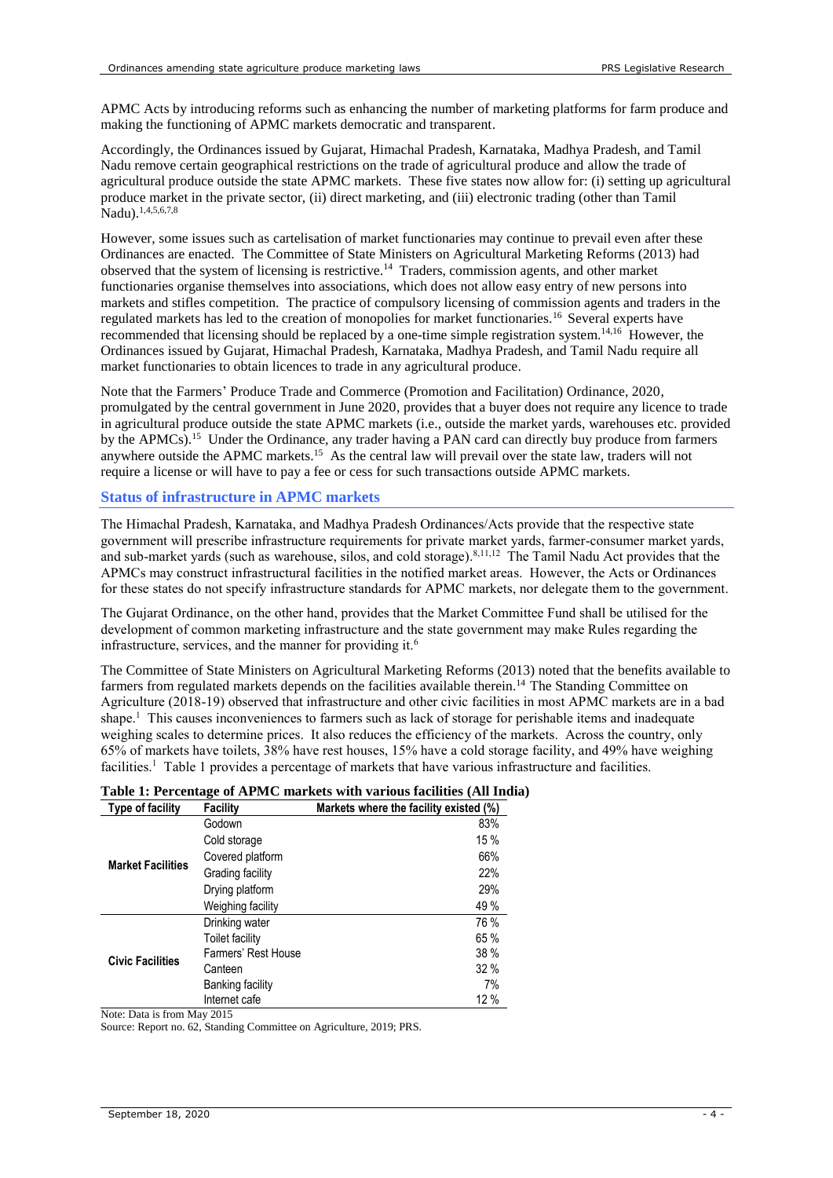APMC Acts by introducing reforms such as enhancing the number of marketing platforms for farm produce and making the functioning of APMC markets democratic and transparent.

Accordingly, the Ordinances issued by Gujarat, Himachal Pradesh, Karnataka, Madhya Pradesh, and Tamil Nadu remove certain geographical restrictions on the trade of agricultural produce and allow the trade of agricultural produce outside the state APMC markets. These five states now allow for: (i) setting up agricultural produce market in the private sector, (ii) direct marketing, and (iii) electronic trading (other than Tamil Nadu).[1,4,5,6,7,8]

However, some issues such as cartelisation of market functionaries may continue to prevail even after these Ordinances are enacted. The Committee of State Ministers on Agricultural Marketing Reforms (2013) had observed that the system of licensing is restrictive.[14] Traders, commission agents, and other market functionaries organise themselves into associations, which does not allow easy entry of new persons into markets and stifles competition. The practice of compulsory licensing of commission agents and traders in the regulated markets has led to the creation of monopolies for market functionaries.[16] Several experts have recommended that licensing should be replaced by a one-time simple registration system.[14,16] However, the Ordinances issued by Gujarat, Himachal Pradesh, Karnataka, Madhya Pradesh, and Tamil Nadu require all market functionaries to obtain licences to trade in any agricultural produce.

Note that the Farmers' Produce Trade and Commerce (Promotion and Facilitation) Ordinance, 2020, promulgated by the central government in June 2020, provides that a buyer does not require any licence to trade in agricultural produce outside the state APMC markets (i.e., outside the market yards, warehouses etc. provided by the APMCs).[15] Under the Ordinance, any trader having a PAN card can directly buy produce from farmers anywhere outside the APMC markets.[15] As the central law will prevail over the state law, traders will not require a license or will have to pay a fee or cess for such transactions outside APMC markets.

## Status of infrastructure in APMC markets

The Himachal Pradesh, Karnataka, and Madhya Pradesh Ordinances/Acts provide that the respective state government will prescribe infrastructure requirements for private market yards, farmer-consumer market yards, and sub-market yards (such as warehouse, silos, and cold storage).[8,11,12] The Tamil Nadu Act provides that the APMCs may construct infrastructural facilities in the notified market areas. However, the Acts or Ordinances for these states do not specify infrastructure standards for APMC markets, nor delegate them to the government.

The Gujarat Ordinance, on the other hand, provides that the Market Committee Fund shall be utilised for the development of common marketing infrastructure and the state government may make Rules regarding the infrastructure, services, and the manner for providing it.[6]

The Committee of State Ministers on Agricultural Marketing Reforms (2013) noted that the benefits available to farmers from regulated markets depends on the facilities available therein.[14] The Standing Committee on Agriculture (2018-19) observed that infrastructure and other civic facilities in most APMC markets are in a bad shape.[1] This causes inconveniences to farmers such as lack of storage for perishable items and inadequate weighing scales to determine prices. It also reduces the efficiency of the markets. Across the country, only 65% of markets have toilets, 38% have rest houses, 15% have a cold storage facility, and 49% have weighing facilities.[1] Table 1 provides a percentage of markets that have various infrastructure and facilities.

**Table 1: Percentage of APMC markets with various facilities (All India)**

| Type of facility | Facility | Markets where the facility existed (%) |
|---|---|---|
| **Market Facilities** | Godown | 83% |
| | Cold storage | 15 % |
| | Covered platform | 66% |
| | Grading facility | 22% |
| | Drying platform | 29% |
| | Weighing facility | 49 % |
| **Civic Facilities** | Drinking water | 76 % |
| | Toilet facility | 65 % |
| | Farmers' Rest House | 38 % |
| | Canteen | 32 % |
| | Banking facility | 7% |
| | Internet cafe | 12 % |

Note: Data is from May 2015

Source: Report no. 62, Standing Committee on Agriculture, 2019; PRS.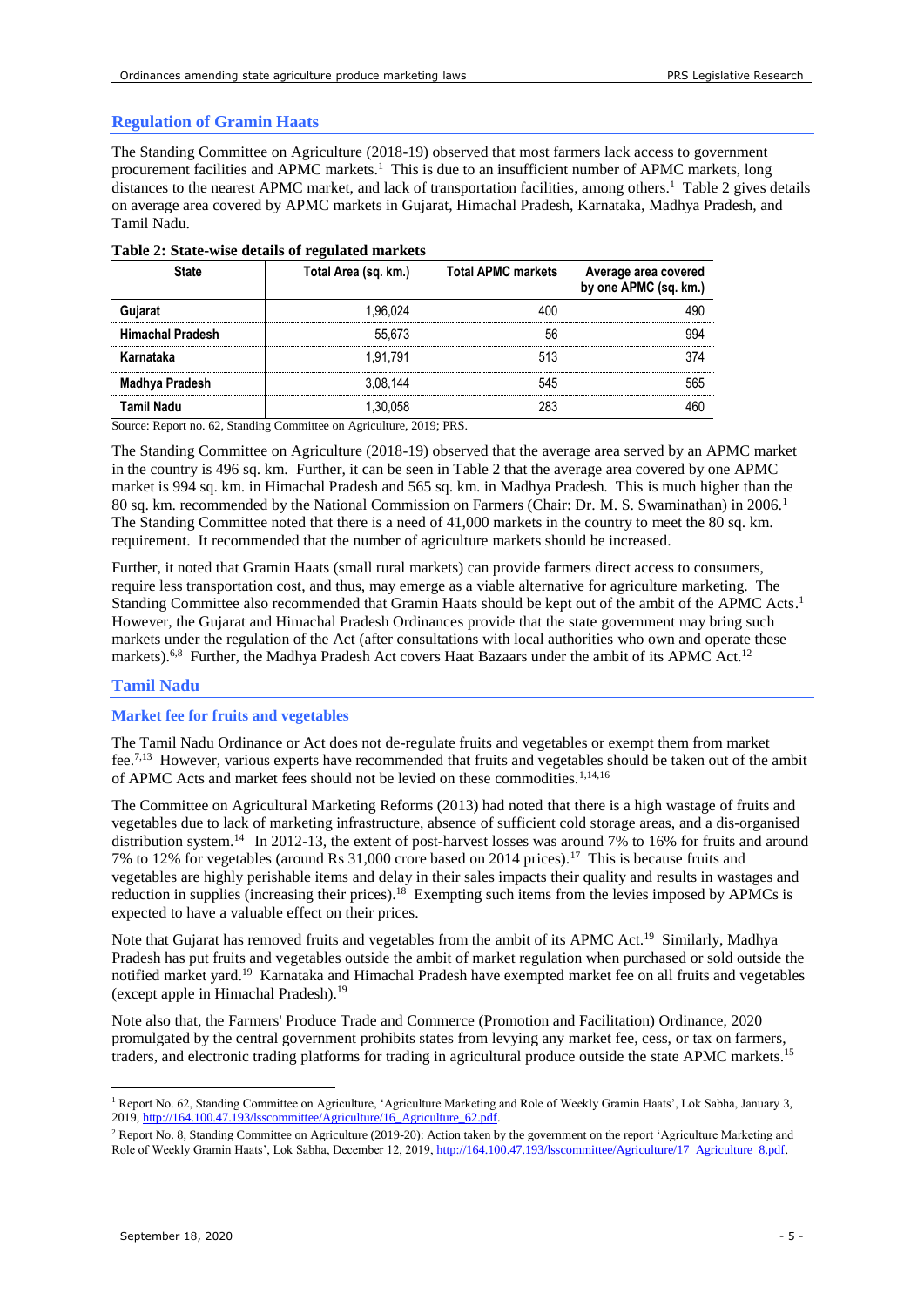## Regulation of Gramin Haats

The Standing Committee on Agriculture (2018-19) observed that most farmers lack access to government procurement facilities and APMC markets.[1] This is due to an insufficient number of APMC markets, long distances to the nearest APMC market, and lack of transportation facilities, among others.[1] Table 2 gives details on average area covered by APMC markets in Gujarat, Himachal Pradesh, Karnataka, Madhya Pradesh, and Tamil Nadu.

**Table 2: State-wise details of regulated markets**

| State | Total Area (sq. km.) | Total APMC markets | Average area covered by one APMC (sq. km.) |
|---|---|---|---|
| **Gujarat** | 1,96,024 | 400 | 490 |
| **Himachal Pradesh** | 55,673 | 56 | 994 |
| **Karnataka** | 1,91,791 | 513 | 374 |
| **Madhya Pradesh** | 3,08,144 | 545 | 565 |
| **Tamil Nadu** | 1,30,058 | 283 | 460 |

Source: Report no. 62, Standing Committee on Agriculture, 2019; PRS.

The Standing Committee on Agriculture (2018-19) observed that the average area served by an APMC market in the country is 496 sq. km. Further, it can be seen in Table 2 that the average area covered by one APMC market is 994 sq. km. in Himachal Pradesh and 565 sq. km. in Madhya Pradesh. This is much higher than the 80 sq. km. recommended by the National Commission on Farmers (Chair: Dr. M. S. Swaminathan) in 2006.[1] The Standing Committee noted that there is a need of 41,000 markets in the country to meet the 80 sq. km. requirement. It recommended that the number of agriculture markets should be increased.

Further, it noted that Gramin Haats (small rural markets) can provide farmers direct access to consumers, require less transportation cost, and thus, may emerge as a viable alternative for agriculture marketing. The Standing Committee also recommended that Gramin Haats should be kept out of the ambit of the APMC Acts.[1] However, the Gujarat and Himachal Pradesh Ordinances provide that the state government may bring such markets under the regulation of the Act (after consultations with local authorities who own and operate these markets).[6,8] Further, the Madhya Pradesh Act covers Haat Bazaars under the ambit of its APMC Act.[12]

## Tamil Nadu

### Market fee for fruits and vegetables

The Tamil Nadu Ordinance or Act does not de-regulate fruits and vegetables or exempt them from market fee.[7,13] However, various experts have recommended that fruits and vegetables should be taken out of the ambit of APMC Acts and market fees should not be levied on these commodities.[1,14,16]

The Committee on Agricultural Marketing Reforms (2013) had noted that there is a high wastage of fruits and vegetables due to lack of marketing infrastructure, absence of sufficient cold storage areas, and a dis-organised distribution system.[14] In 2012-13, the extent of post-harvest losses was around 7% to 16% for fruits and around 7% to 12% for vegetables (around Rs 31,000 crore based on 2014 prices).[17] This is because fruits and vegetables are highly perishable items and delay in their sales impacts their quality and results in wastages and reduction in supplies (increasing their prices).[18] Exempting such items from the levies imposed by APMCs is expected to have a valuable effect on their prices.

Note that Gujarat has removed fruits and vegetables from the ambit of its APMC Act.[19] Similarly, Madhya Pradesh has put fruits and vegetables outside the ambit of market regulation when purchased or sold outside the notified market yard.[19] Karnataka and Himachal Pradesh have exempted market fee on all fruits and vegetables (except apple in Himachal Pradesh).[19]

Note also that, the Farmers' Produce Trade and Commerce (Promotion and Facilitation) Ordinance, 2020 promulgated by the central government prohibits states from levying any market fee, cess, or tax on farmers, traders, and electronic trading platforms for trading in agricultural produce outside the state APMC markets.[15]

---

[1] Report No. 62, Standing Committee on Agriculture, 'Agriculture Marketing and Role of Weekly Gramin Haats', Lok Sabha, January 3, 2019, http://164.100.47.193/lsscommittee/Agriculture/16_Agriculture_62.pdf.

[2] Report No. 8, Standing Committee on Agriculture (2019-20): Action taken by the government on the report 'Agriculture Marketing and Role of Weekly Gramin Haats', Lok Sabha, December 12, 2019, http://164.100.47.193/lsscommittee/Agriculture/17_Agriculture_8.pdf.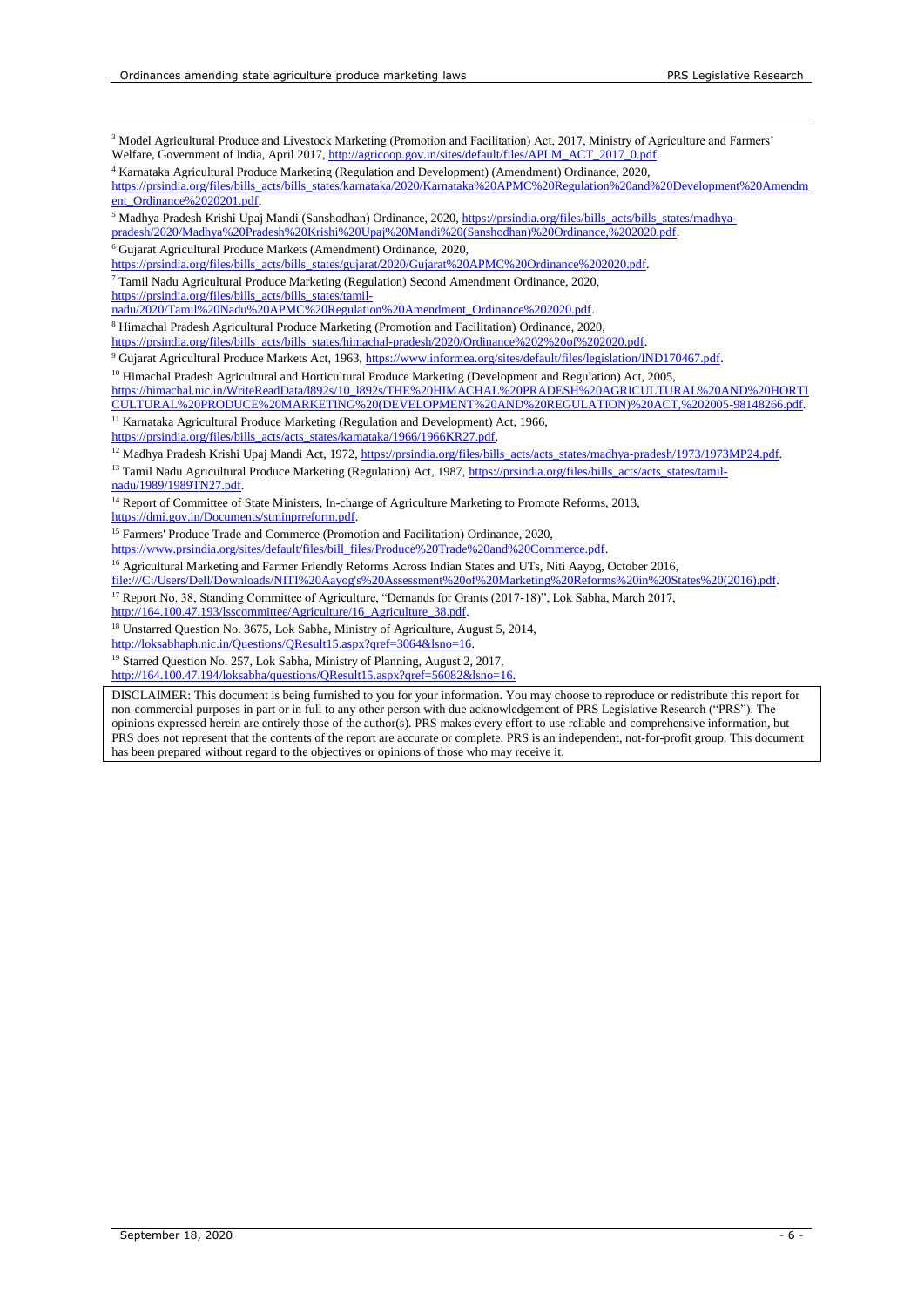[3] Model Agricultural Produce and Livestock Marketing (Promotion and Facilitation) Act, 2017, Ministry of Agriculture and Farmers' Welfare, Government of India, April 2017, http://agricoop.gov.in/sites/default/files/APLM_ACT_2017_0.pdf.

[4] Karnataka Agricultural Produce Marketing (Regulation and Development) (Amendment) Ordinance, 2020, https://prsindia.org/files/bills_acts/bills_states/karnataka/2020/Karnataka%20APMC%20Regulation%20and%20Development%20Amendment_Ordinance%2020201.pdf.

[5] Madhya Pradesh Krishi Upaj Mandi (Sanshodhan) Ordinance, 2020, https://prsindia.org/files/bills_acts/bills_states/madhya-pradesh/2020/Madhya%20Pradesh%20Krishi%20Upaj%20Mandi%20(Sanshodhan)%20Ordinance,%202020.pdf.

[6] Gujarat Agricultural Produce Markets (Amendment) Ordinance, 2020, https://prsindia.org/files/bills_acts/bills_states/gujarat/2020/Gujarat%20APMC%20Ordinance%202020.pdf.

[7] Tamil Nadu Agricultural Produce Marketing (Regulation) Second Amendment Ordinance, 2020, https://prsindia.org/files/bills_acts/bills_states/tamil-nadu/2020/Tamil%20Nadu%20APMC%20Regulation%20Amendment_Ordinance%202020.pdf.

[8] Himachal Pradesh Agricultural Produce Marketing (Promotion and Facilitation) Ordinance, 2020, https://prsindia.org/files/bills_acts/bills_states/himachal-pradesh/2020/Ordinance%202%20of%202020.pdf.

[9] Gujarat Agricultural Produce Markets Act, 1963, https://www.informea.org/sites/default/files/legislation/IND170467.pdf.

[10] Himachal Pradesh Agricultural and Horticultural Produce Marketing (Development and Regulation) Act, 2005, https://himachal.nic.in/WriteReadData/l892s/10_l892s/THE%20HIMACHAL%20PRADESH%20AGRICULTURAL%20AND%20HORTICULTURAL%20PRODUCE%20MARKETING%20(DEVELOPMENT%20AND%20REGULATION)%20ACT,%202005-98148266.pdf.

[11] Karnataka Agricultural Produce Marketing (Regulation and Development) Act, 1966, https://prsindia.org/files/bills_acts/acts_states/karnataka/1966/1966KR27.pdf.

[12] Madhya Pradesh Krishi Upaj Mandi Act, 1972, https://prsindia.org/files/bills_acts/acts_states/madhya-pradesh/1973/1973MP24.pdf.

[13] Tamil Nadu Agricultural Produce Marketing (Regulation) Act, 1987, https://prsindia.org/files/bills_acts/acts_states/tamil-nadu/1989/1989TN27.pdf.

[14] Report of Committee of State Ministers, In-charge of Agriculture Marketing to Promote Reforms, 2013, https://dmi.gov.in/Documents/stminprreform.pdf.

[15] Farmers' Produce Trade and Commerce (Promotion and Facilitation) Ordinance, 2020, https://www.prsindia.org/sites/default/files/bill_files/Produce%20Trade%20and%20Commerce.pdf.

[16] Agricultural Marketing and Farmer Friendly Reforms Across Indian States and UTs, Niti Aayog, October 2016, file:///C:/Users/Dell/Downloads/NITI%20Aayog's%20Assessment%20of%20Marketing%20Reforms%20in%20States%20(2016).pdf.

[17] Report No. 38, Standing Committee of Agriculture, "Demands for Grants (2017-18)", Lok Sabha, March 2017, http://164.100.47.193/lsscommittee/Agriculture/16_Agriculture_38.pdf.

[18] Unstarred Question No. 3675, Lok Sabha, Ministry of Agriculture, August 5, 2014, http://loksabhaph.nic.in/Questions/QResult15.aspx?qref=3064&lsno=16.

[19] Starred Question No. 257, Lok Sabha, Ministry of Planning, August 2, 2017, http://164.100.47.194/loksabha/questions/QResult15.aspx?qref=56082&lsno=16.

DISCLAIMER: This document is being furnished to you for your information. You may choose to reproduce or redistribute this report for non-commercial purposes in part or in full to any other person with due acknowledgement of PRS Legislative Research ("PRS"). The opinions expressed herein are entirely those of the author(s). PRS makes every effort to use reliable and comprehensive information, but PRS does not represent that the contents of the report are accurate or complete. PRS is an independent, not-for-profit group. This document has been prepared without regard to the objectives or opinions of those who may receive it.